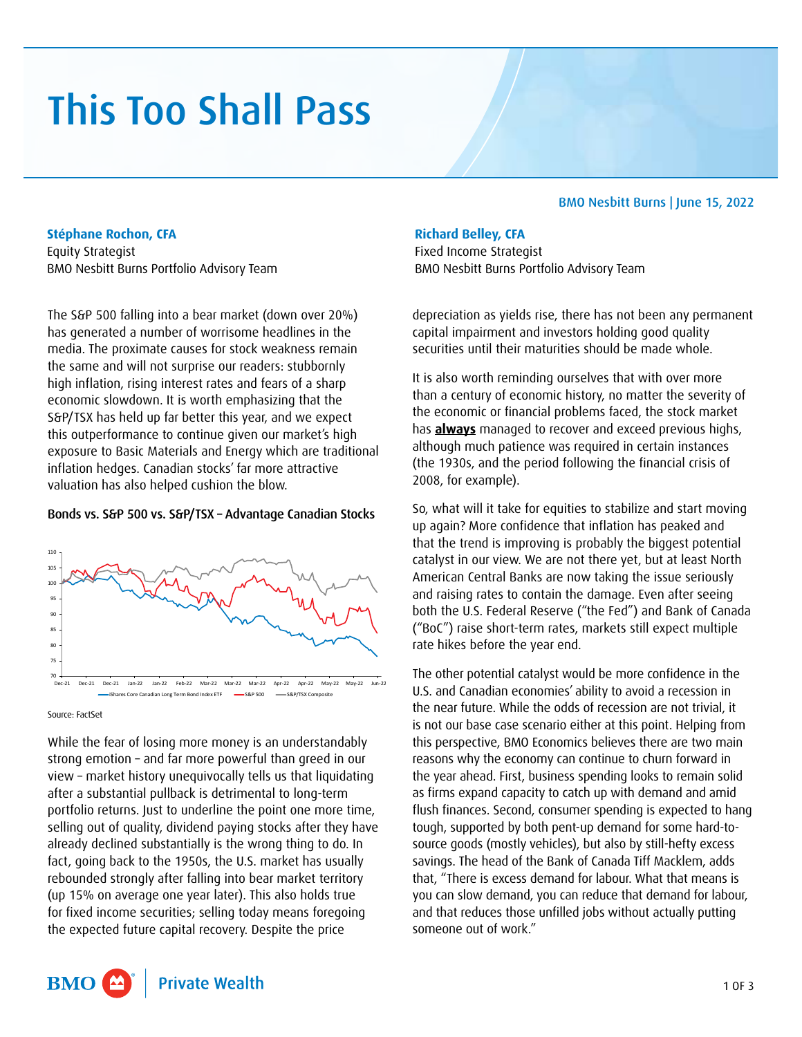# This Too Shall Pass

BMO Nesbitt Burns | June 15, 2022

**Stéphane Rochon, CFA**
Equity Strategist
BMO Nesbitt Burns Portfolio Advisory Team

**Richard Belley, CFA**
Fixed Income Strategist
BMO Nesbitt Burns Portfolio Advisory Team

The S&P 500 falling into a bear market (down over 20%) has generated a number of worrisome headlines in the media. The proximate causes for stock weakness remain the same and will not surprise our readers: stubbornly high inflation, rising interest rates and fears of a sharp economic slowdown. It is worth emphasizing that the S&P/TSX has held up far better this year, and we expect this outperformance to continue given our market's high exposure to Basic Materials and Energy which are traditional inflation hedges. Canadian stocks' far more attractive valuation has also helped cushion the blow.

**Bonds vs. S&P 500 vs. S&P/TSX – Advantage Canadian Stocks**

Source: FactSet

While the fear of losing more money is an understandably strong emotion – and far more powerful than greed in our view – market history unequivocally tells us that liquidating after a substantial pullback is detrimental to long-term portfolio returns. Just to underline the point one more time, selling out of quality, dividend paying stocks after they have already declined substantially is the wrong thing to do. In fact, going back to the 1950s, the U.S. market has usually rebounded strongly after falling into bear market territory (up 15% on average one year later). This also holds true for fixed income securities; selling today means foregoing the expected future capital recovery. Despite the price depreciation as yields rise, there has not been any permanent capital impairment and investors holding good quality securities until their maturities should be made whole.

It is also worth reminding ourselves that with over more than a century of economic history, no matter the severity of the economic or financial problems faced, the stock market has **always** managed to recover and exceed previous highs, although much patience was required in certain instances (the 1930s, and the period following the financial crisis of 2008, for example).

So, what will it take for equities to stabilize and start moving up again? More confidence that inflation has peaked and that the trend is improving is probably the biggest potential catalyst in our view. We are not there yet, but at least North American Central Banks are now taking the issue seriously and raising rates to contain the damage. Even after seeing both the U.S. Federal Reserve ("the Fed") and Bank of Canada ("BoC") raise short-term rates, markets still expect multiple rate hikes before the year end.

The other potential catalyst would be more confidence in the U.S. and Canadian economies' ability to avoid a recession in the near future. While the odds of recession are not trivial, it is not our base case scenario either at this point. Helping from this perspective, BMO Economics believes there are two main reasons why the economy can continue to churn forward in the year ahead. First, business spending looks to remain solid as firms expand capacity to catch up with demand and amid flush finances. Second, consumer spending is expected to hang tough, supported by both pent-up demand for some hard-to-source goods (mostly vehicles), but also by still-hefty excess savings. The head of the Bank of Canada Tiff Macklem, adds that, "There is excess demand for labour. What that means is you can slow demand, you can reduce that demand for labour, and that reduces those unfilled jobs without actually putting someone out of work."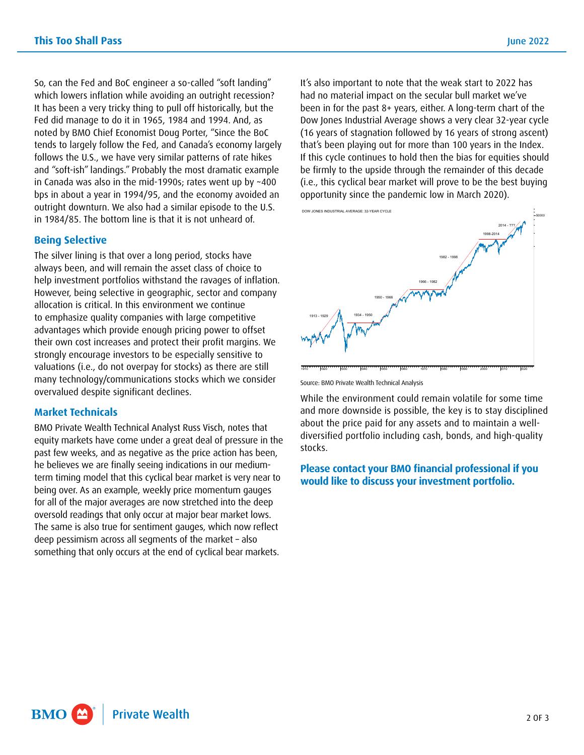So, can the Fed and BoC engineer a so-called "soft landing" which lowers inflation while avoiding an outright recession? It has been a very tricky thing to pull off historically, but the Fed did manage to do it in 1965, 1984 and 1994. And, as noted by BMO Chief Economist Doug Porter, "Since the BoC tends to largely follow the Fed, and Canada's economy largely follows the U.S., we have very similar patterns of rate hikes and "soft-ish" landings." Probably the most dramatic example in Canada was also in the mid-1990s; rates went up by ~400 bps in about a year in 1994/95, and the economy avoided an outright downturn. We also had a similar episode to the U.S. in 1984/85. The bottom line is that it is not unheard of.

## Being Selective

The silver lining is that over a long period, stocks have always been, and will remain the asset class of choice to help investment portfolios withstand the ravages of inflation. However, being selective in geographic, sector and company allocation is critical. In this environment we continue to emphasize quality companies with large competitive advantages which provide enough pricing power to offset their own cost increases and protect their profit margins. We strongly encourage investors to be especially sensitive to valuations (i.e., do not overpay for stocks) as there are still many technology/communications stocks which we consider overvalued despite significant declines.

## Market Technicals

BMO Private Wealth Technical Analyst Russ Visch, notes that equity markets have come under a great deal of pressure in the past few weeks, and as negative as the price action has been, he believes we are finally seeing indications in our medium-term timing model that this cyclical bear market is very near to being over. As an example, weekly price momentum gauges for all of the major averages are now stretched into the deep oversold readings that only occur at major bear market lows. The same is also true for sentiment gauges, which now reflect deep pessimism across all segments of the market – also something that only occurs at the end of cyclical bear markets.

It's also important to note that the weak start to 2022 has had no material impact on the secular bull market we've been in for the past 8+ years, either. A long-term chart of the Dow Jones Industrial Average shows a very clear 32-year cycle (16 years of stagnation followed by 16 years of strong ascent) that's been playing out for more than 100 years in the Index. If this cycle continues to hold then the bias for equities should be firmly to the upside through the remainder of this decade (i.e., this cyclical bear market will prove to be the best buying opportunity since the pandemic low in March 2020).

DOW JONES INDUSTRIAL AVERAGE: 32-YEAR CYCLE

Source: BMO Private Wealth Technical Analysis

While the environment could remain volatile for some time and more downside is possible, the key is to stay disciplined about the price paid for any assets and to maintain a well-diversified portfolio including cash, bonds, and high-quality stocks.

**Please contact your BMO financial professional if you would like to discuss your investment portfolio.**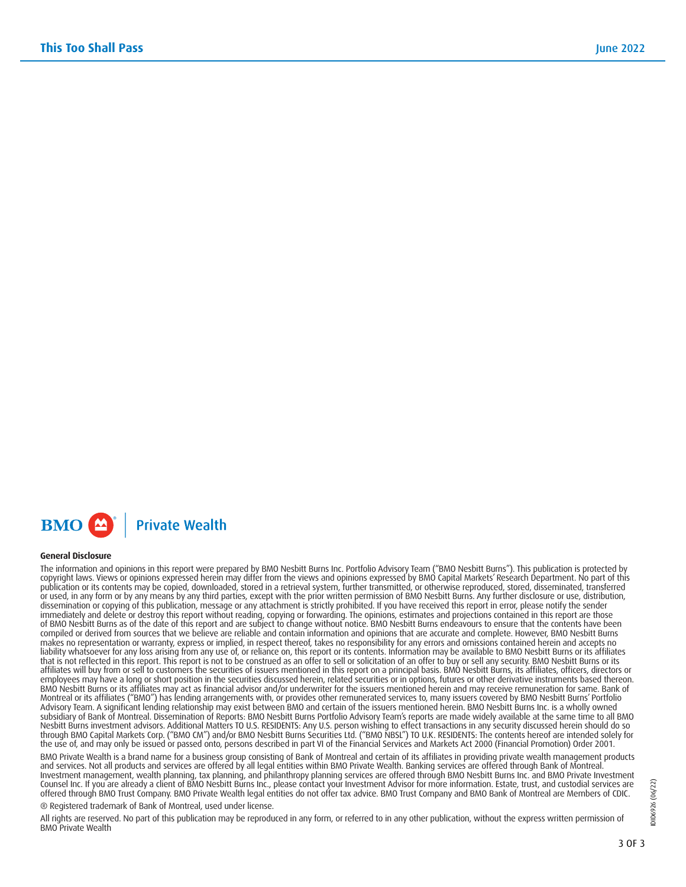BMO Private Wealth

**General Disclosure**

The information and opinions in this report were prepared by BMO Nesbitt Burns Inc. Portfolio Advisory Team ("BMO Nesbitt Burns"). This publication is protected by copyright laws. Views or opinions expressed herein may differ from the views and opinions expressed by BMO Capital Markets' Research Department. No part of this publication or its contents may be copied, downloaded, stored in a retrieval system, further transmitted, or otherwise reproduced, stored, disseminated, transferred or used, in any form or by any means by any third parties, except with the prior written permission of BMO Nesbitt Burns. Any further disclosure or use, distribution, dissemination or copying of this publication, message or any attachment is strictly prohibited. If you have received this report in error, please notify the sender immediately and delete or destroy this report without reading, copying or forwarding. The opinions, estimates and projections contained in this report are those of BMO Nesbitt Burns as of the date of this report and are subject to change without notice. BMO Nesbitt Burns endeavours to ensure that the contents have been compiled or derived from sources that we believe are reliable and contain information and opinions that are accurate and complete. However, BMO Nesbitt Burns makes no representation or warranty, express or implied, in respect thereof, takes no responsibility for any errors and omissions contained herein and accepts no liability whatsoever for any loss arising from any use of, or reliance on, this report or its contents. Information may be available to BMO Nesbitt Burns or its affiliates that is not reflected in this report. This report is not to be construed as an offer to sell or solicitation of an offer to buy or sell any security. BMO Nesbitt Burns or its affiliates will buy from or sell to customers the securities of issuers mentioned in this report on a principal basis. BMO Nesbitt Burns, its affiliates, officers, directors or employees may have a long or short position in the securities discussed herein, related securities or in options, futures or other derivative instruments based thereon. BMO Nesbitt Burns or its affiliates may act as financial advisor and/or underwriter for the issuers mentioned herein and may receive remuneration for same. Bank of Montreal or its affiliates ("BMO") has lending arrangements with, or provides other remunerated services to, many issuers covered by BMO Nesbitt Burns' Portfolio Advisory Team. A significant lending relationship may exist between BMO and certain of the issuers mentioned herein. BMO Nesbitt Burns Inc. is a wholly owned subsidiary of Bank of Montreal. Dissemination of Reports: BMO Nesbitt Burns Portfolio Advisory Team's reports are made widely available at the same time to all BMO Nesbitt Burns investment advisors. Additional Matters TO U.S. RESIDENTS: Any U.S. person wishing to effect transactions in any security discussed herein should do so through BMO Capital Markets Corp. ("BMO CM") and/or BMO Nesbitt Burns Securities Ltd. ("BMO NBSL") TO U.K. RESIDENTS: The contents hereof are intended solely for the use of, and may only be issued or passed onto, persons described in part VI of the Financial Services and Markets Act 2000 (Financial Promotion) Order 2001.

BMO Private Wealth is a brand name for a business group consisting of Bank of Montreal and certain of its affiliates in providing private wealth management products and services. Not all products and services are offered by all legal entities within BMO Private Wealth. Banking services are offered through Bank of Montreal. Investment management, wealth planning, tax planning, and philanthropy planning services are offered through BMO Nesbitt Burns Inc. and BMO Private Investment Counsel Inc. If you are already a client of BMO Nesbitt Burns Inc., please contact your Investment Advisor for more information. Estate, trust, and custodial services are offered through BMO Trust Company. BMO Private Wealth legal entities do not offer tax advice. BMO Trust Company and BMO Bank of Montreal are Members of CDIC.

® Registered trademark of Bank of Montreal, used under license.

All rights are reserved. No part of this publication may be reproduced in any form, or referred to in any other publication, without the express written permission of BMO Private Wealth

IDID6926 (06/22)